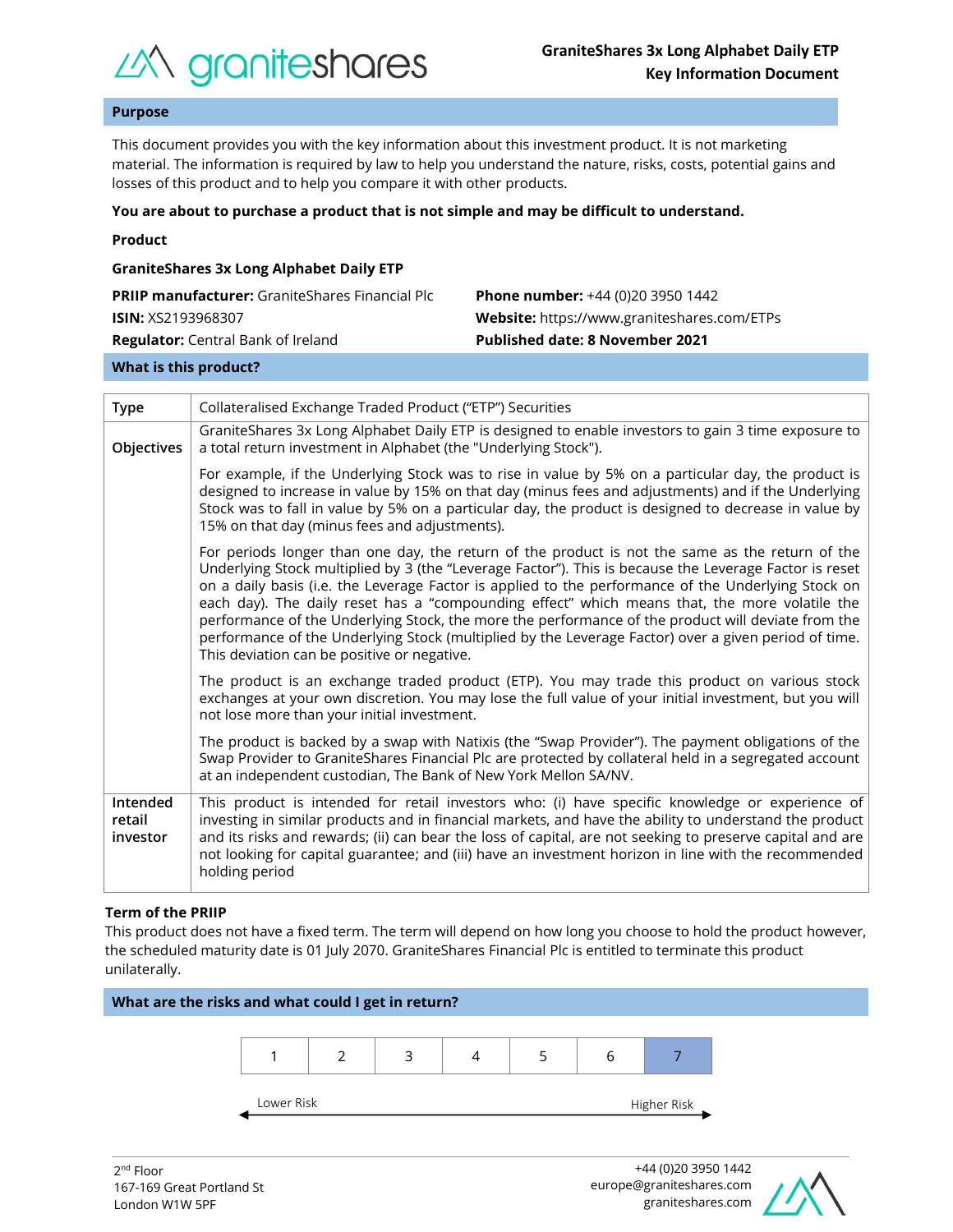**GraniteShares 3x Long Alphabet Daily ETP**
**Key Information Document**

## Purpose

This document provides you with the key information about this investment product. It is not marketing material. The information is required by law to help you understand the nature, risks, costs, potential gains and losses of this product and to help you compare it with other products.

**You are about to purchase a product that is not simple and may be difficult to understand.**

**Product**

**GraniteShares 3x Long Alphabet Daily ETP**

**PRIIP manufacturer:** GraniteShares Financial Plc
**ISIN:** XS2193968307
**Regulator:** Central Bank of Ireland
**Phone number:** +44 (0)20 3950 1442
**Website:** https://www.graniteshares.com/ETPs
**Published date: 8 November 2021**

## What is this product?

| | |
|---|---|
| **Type** | Collateralised Exchange Traded Product ("ETP") Securities |
| **Objectives** | GraniteShares 3x Long Alphabet Daily ETP is designed to enable investors to gain 3 time exposure to a total return investment in Alphabet (the "Underlying Stock").<br><br>For example, if the Underlying Stock was to rise in value by 5% on a particular day, the product is designed to increase in value by 15% on that day (minus fees and adjustments) and if the Underlying Stock was to fall in value by 5% on a particular day, the product is designed to decrease in value by 15% on that day (minus fees and adjustments).<br><br>For periods longer than one day, the return of the product is not the same as the return of the Underlying Stock multiplied by 3 (the "Leverage Factor"). This is because the Leverage Factor is reset on a daily basis (i.e. the Leverage Factor is applied to the performance of the Underlying Stock on each day). The daily reset has a "compounding effect" which means that, the more volatile the performance of the Underlying Stock, the more the performance of the product will deviate from the performance of the Underlying Stock (multiplied by the Leverage Factor) over a given period of time. This deviation can be positive or negative.<br><br>The product is an exchange traded product (ETP). You may trade this product on various stock exchanges at your own discretion. You may lose the full value of your initial investment, but you will not lose more than your initial investment.<br><br>The product is backed by a swap with Natixis (the "Swap Provider"). The payment obligations of the Swap Provider to GraniteShares Financial Plc are protected by collateral held in a segregated account at an independent custodian, The Bank of New York Mellon SA/NV. |
| **Intended retail investor** | This product is intended for retail investors who: (i) have specific knowledge or experience of investing in similar products and in financial markets, and have the ability to understand the product and its risks and rewards; (ii) can bear the loss of capital, are not seeking to preserve capital and are not looking for capital guarantee; and (iii) have an investment horizon in line with the recommended holding period |

**Term of the PRIIP**

This product does not have a fixed term. The term will depend on how long you choose to hold the product however, the scheduled maturity date is 01 July 2070. GraniteShares Financial Plc is entitled to terminate this product unilaterally.

## What are the risks and what could I get in return?

| 1 | 2 | 3 | 4 | 5 | 6 | **7** |
|---|---|---|---|---|---|---|

Lower Risk ← → Higher Risk

2nd Floor
167-169 Great Portland St
London W1W 5PF

+44 (0)20 3950 1442
europe@graniteshares.com
graniteshares.com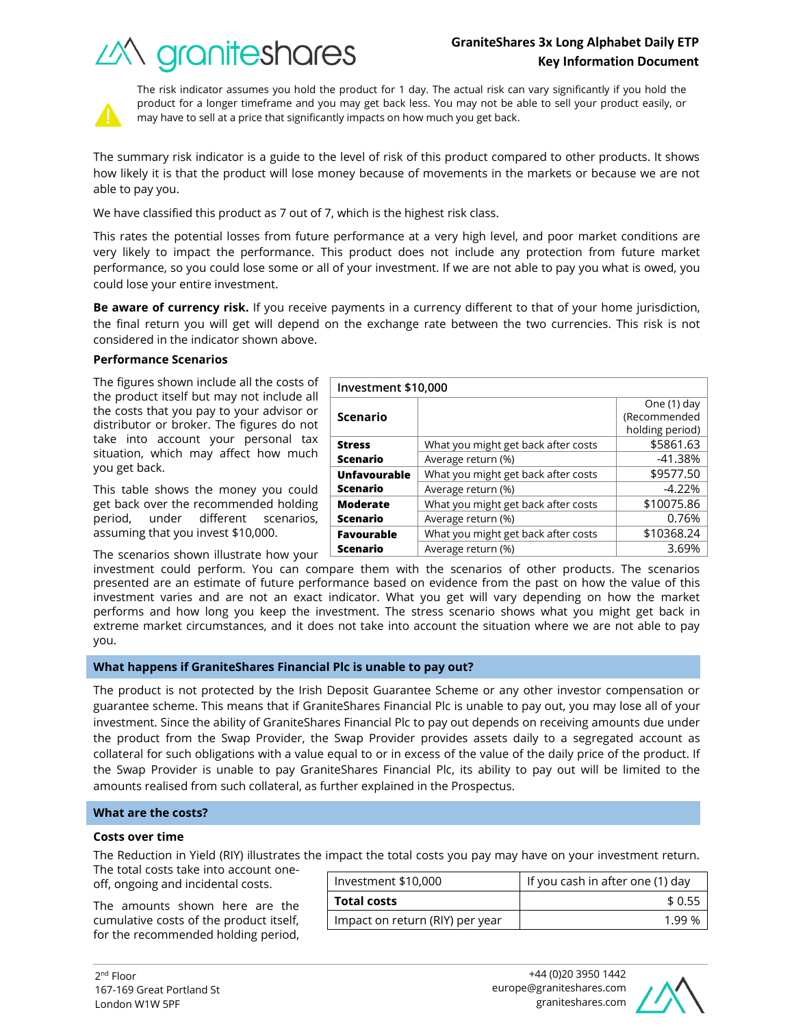The risk indicator assumes you hold the product for 1 day. The actual risk can vary significantly if you hold the product for a longer timeframe and you may get back less. You may not be able to sell your product easily, or may have to sell at a price that significantly impacts on how much you get back.

The summary risk indicator is a guide to the level of risk of this product compared to other products. It shows how likely it is that the product will lose money because of movements in the markets or because we are not able to pay you.

We have classified this product as 7 out of 7, which is the highest risk class.

This rates the potential losses from future performance at a very high level, and poor market conditions are very likely to impact the performance. This product does not include any protection from future market performance, so you could lose some or all of your investment. If we are not able to pay you what is owed, you could lose your entire investment.

**Be aware of currency risk.** If you receive payments in a currency different to that of your home jurisdiction, the final return you will get will depend on the exchange rate between the two currencies. This risk is not considered in the indicator shown above.

**Performance Scenarios**

The figures shown include all the costs of the product itself but may not include all the costs that you pay to your advisor or distributor or broker. The figures do not take into account your personal tax situation, which may affect how much you get back.

This table shows the money you could get back over the recommended holding period, under different scenarios, assuming that you invest $10,000.

| Investment $10,000 | | |
|---|---|---|
| **Scenario** | | One (1) day (Recommended holding period) |
| **Stress Scenario** | What you might get back after costs | $5861.63 |
| | Average return (%) | -41.38% |
| **Unfavourable Scenario** | What you might get back after costs | $9577.50 |
| | Average return (%) | -4.22% |
| **Moderate Scenario** | What you might get back after costs | $10075.86 |
| | Average return (%) | 0.76% |
| **Favourable Scenario** | What you might get back after costs | $10368.24 |
| | Average return (%) | 3.69% |

The scenarios shown illustrate how your investment could perform. You can compare them with the scenarios of other products. The scenarios presented are an estimate of future performance based on evidence from the past on how the value of this investment varies and are not an exact indicator. What you get will vary depending on how the market performs and how long you keep the investment. The stress scenario shows what you might get back in extreme market circumstances, and it does not take into account the situation where we are not able to pay you.

## What happens if GraniteShares Financial Plc is unable to pay out?

The product is not protected by the Irish Deposit Guarantee Scheme or any other investor compensation or guarantee scheme. This means that if GraniteShares Financial Plc is unable to pay out, you may lose all of your investment. Since the ability of GraniteShares Financial Plc to pay out depends on receiving amounts due under the product from the Swap Provider, the Swap Provider provides assets daily to a segregated account as collateral for such obligations with a value equal to or in excess of the value of the daily price of the product. If the Swap Provider is unable to pay GraniteShares Financial Plc, its ability to pay out will be limited to the amounts realised from such collateral, as further explained in the Prospectus.

## What are the costs?

**Costs over time**

The Reduction in Yield (RIY) illustrates the impact the total costs you pay may have on your investment return. The total costs take into account one-off, ongoing and incidental costs.

The amounts shown here are the cumulative costs of the product itself, for the recommended holding period,

| Investment $10,000 | If you cash in after one (1) day |
|---|---|
| **Total costs** | $ 0.55 |
| Impact on return (RIY) per year | 1.99 % |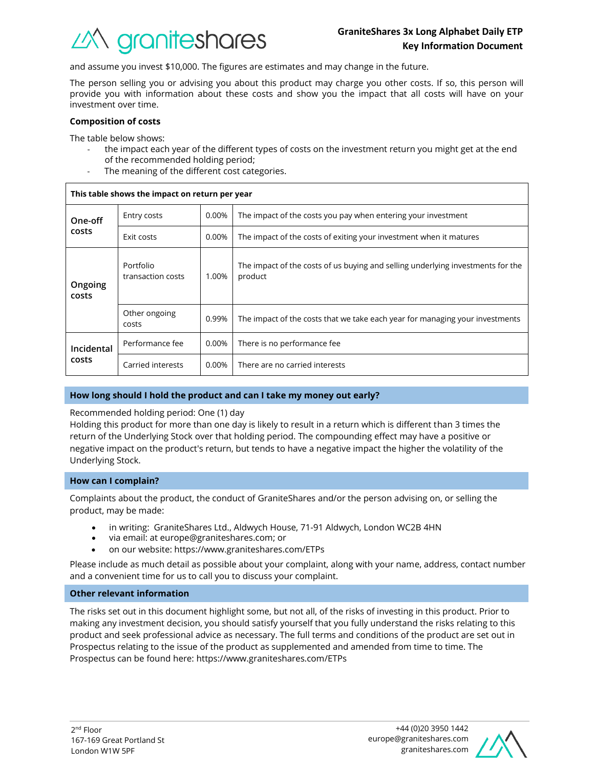and assume you invest $10,000. The figures are estimates and may change in the future.

The person selling you or advising you about this product may charge you other costs. If so, this person will provide you with information about these costs and show you the impact that all costs will have on your investment over time.

**Composition of costs**

The table below shows:

- the impact each year of the different types of costs on the investment return you might get at the end of the recommended holding period;
- The meaning of the different cost categories.

| This table shows the impact on return per year | | | |
|---|---|---|---|
| One-off costs | Entry costs | 0.00% | The impact of the costs you pay when entering your investment |
| | Exit costs | 0.00% | The impact of the costs of exiting your investment when it matures |
| Ongoing costs | Portfolio transaction costs | 1.00% | The impact of the costs of us buying and selling underlying investments for the product |
| | Other ongoing costs | 0.99% | The impact of the costs that we take each year for managing your investments |
| Incidental costs | Performance fee | 0.00% | There is no performance fee |
| | Carried interests | 0.00% | There are no carried interests |

## How long should I hold the product and can I take my money out early?

Recommended holding period: One (1) day
Holding this product for more than one day is likely to result in a return which is different than 3 times the return of the Underlying Stock over that holding period. The compounding effect may have a positive or negative impact on the product's return, but tends to have a negative impact the higher the volatility of the Underlying Stock.

## How can I complain?

Complaints about the product, the conduct of GraniteShares and/or the person advising on, or selling the product, may be made:

- in writing: GraniteShares Ltd., Aldwych House, 71-91 Aldwych, London WC2B 4HN
- via email: at europe@graniteshares.com; or
- on our website: https://www.graniteshares.com/ETPs

Please include as much detail as possible about your complaint, along with your name, address, contact number and a convenient time for us to call you to discuss your complaint.

## Other relevant information

The risks set out in this document highlight some, but not all, of the risks of investing in this product. Prior to making any investment decision, you should satisfy yourself that you fully understand the risks relating to this product and seek professional advice as necessary. The full terms and conditions of the product are set out in Prospectus relating to the issue of the product as supplemented and amended from time to time. The Prospectus can be found here: https://www.graniteshares.com/ETPs